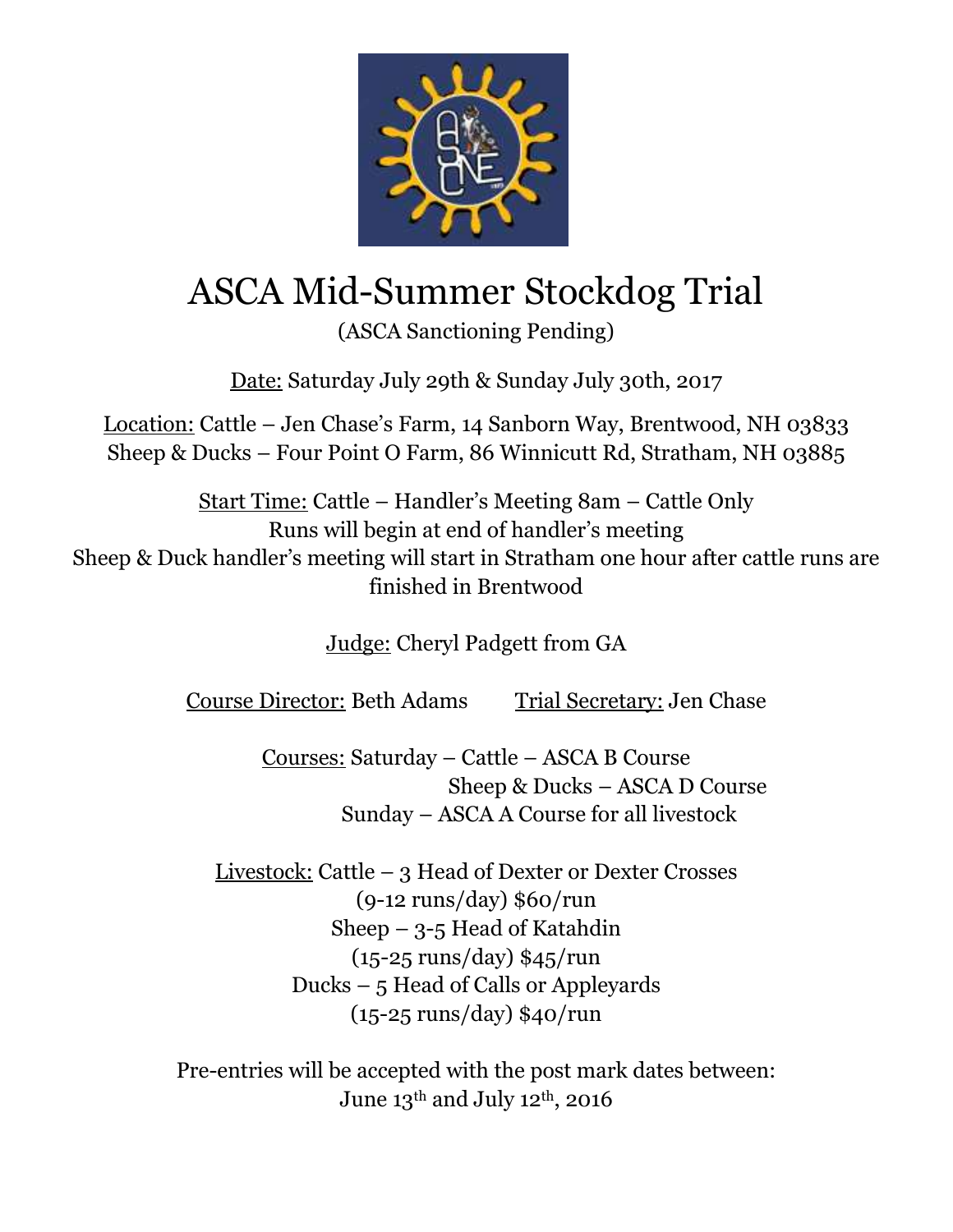# ASCA Mid-Summer Stockdog Trial

(ASCA Sanctioning Pending)

Date: Saturday July 29th & Sunday July 30th, 2017

Location: Cattle – Jen Chase's Farm, 14 Sanborn Way, Brentwood, NH 03833
Sheep & Ducks – Four Point O Farm, 86 Winnicutt Rd, Stratham, NH 03885

Start Time: Cattle – Handler's Meeting 8am – Cattle Only
Runs will begin at end of handler's meeting
Sheep & Duck handler's meeting will start in Stratham one hour after cattle runs are finished in Brentwood

Judge: Cheryl Padgett from GA

Course Director: Beth Adams    Trial Secretary: Jen Chase

Courses: Saturday – Cattle – ASCA B Course
Sheep & Ducks – ASCA D Course
Sunday – ASCA A Course for all livestock

Livestock: Cattle – 3 Head of Dexter or Dexter Crosses
(9-12 runs/day) $60/run
Sheep – 3-5 Head of Katahdin
(15-25 runs/day) $45/run
Ducks – 5 Head of Calls or Appleyards
(15-25 runs/day) $40/run

Pre-entries will be accepted with the post mark dates between:
June 13th and July 12th, 2016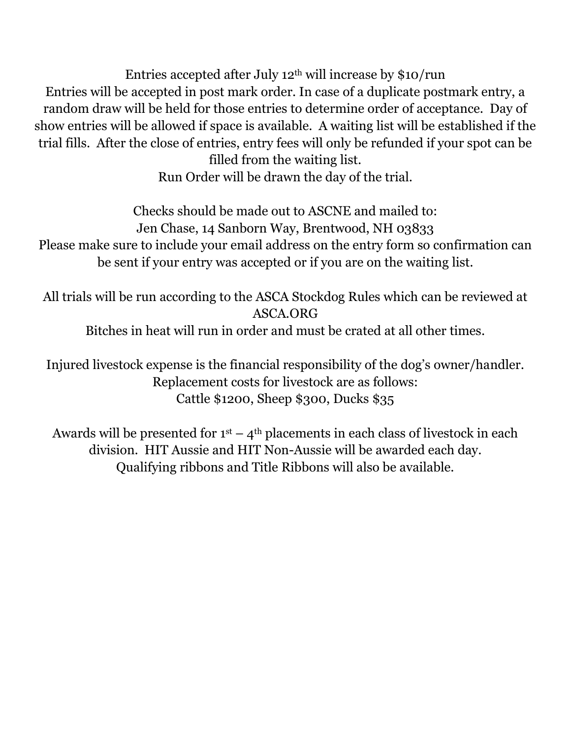Entries accepted after July 12th will increase by $10/run

Entries will be accepted in post mark order. In case of a duplicate postmark entry, a random draw will be held for those entries to determine order of acceptance. Day of show entries will be allowed if space is available. A waiting list will be established if the trial fills. After the close of entries, entry fees will only be refunded if your spot can be filled from the waiting list.

Run Order will be drawn the day of the trial.

Checks should be made out to ASCNE and mailed to:
Jen Chase, 14 Sanborn Way, Brentwood, NH 03833

Please make sure to include your email address on the entry form so confirmation can be sent if your entry was accepted or if you are on the waiting list.

All trials will be run according to the ASCA Stockdog Rules which can be reviewed at ASCA.ORG

Bitches in heat will run in order and must be crated at all other times.

Injured livestock expense is the financial responsibility of the dog's owner/handler. Replacement costs for livestock are as follows:
Cattle $1200, Sheep $300, Ducks $35

Awards will be presented for 1st – 4th placements in each class of livestock in each division. HIT Aussie and HIT Non-Aussie will be awarded each day. Qualifying ribbons and Title Ribbons will also be available.